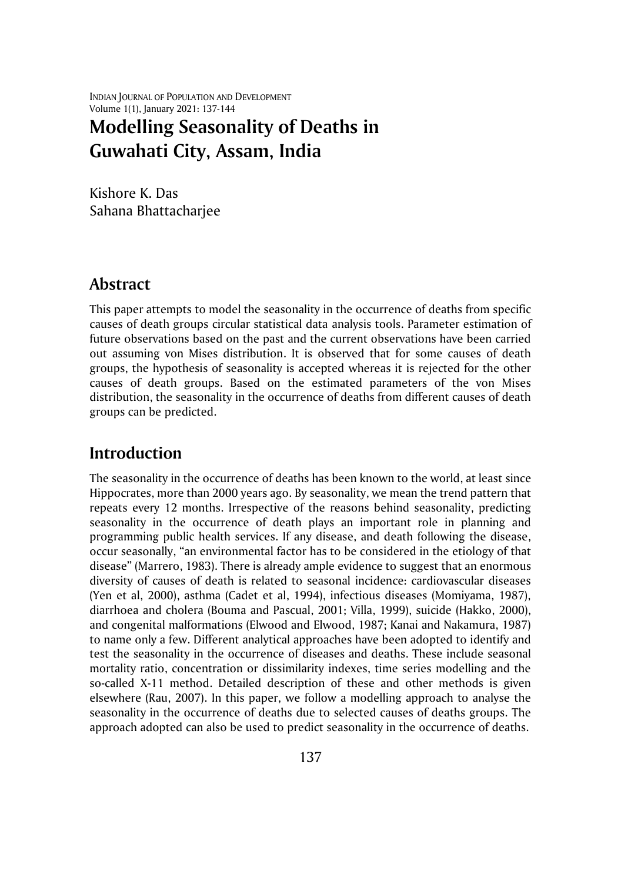# Modelling Seasonality of Deaths in Guwahati City, Assam, India

Kishore K. Das
Sahana Bhattacharjee

## Abstract

This paper attempts to model the seasonality in the occurrence of deaths from specific causes of death groups circular statistical data analysis tools. Parameter estimation of future observations based on the past and the current observations have been carried out assuming von Mises distribution. It is observed that for some causes of death groups, the hypothesis of seasonality is accepted whereas it is rejected for the other causes of death groups. Based on the estimated parameters of the von Mises distribution, the seasonality in the occurrence of deaths from different causes of death groups can be predicted.

## Introduction

The seasonality in the occurrence of deaths has been known to the world, at least since Hippocrates, more than 2000 years ago. By seasonality, we mean the trend pattern that repeats every 12 months. Irrespective of the reasons behind seasonality, predicting seasonality in the occurrence of death plays an important role in planning and programming public health services. If any disease, and death following the disease, occur seasonally, "an environmental factor has to be considered in the etiology of that disease" (Marrero, 1983). There is already ample evidence to suggest that an enormous diversity of causes of death is related to seasonal incidence: cardiovascular diseases (Yen et al, 2000), asthma (Cadet et al, 1994), infectious diseases (Momiyama, 1987), diarrhoea and cholera (Bouma and Pascual, 2001; Villa, 1999), suicide (Hakko, 2000), and congenital malformations (Elwood and Elwood, 1987; Kanai and Nakamura, 1987) to name only a few. Different analytical approaches have been adopted to identify and test the seasonality in the occurrence of diseases and deaths. These include seasonal mortality ratio, concentration or dissimilarity indexes, time series modelling and the so-called X-11 method. Detailed description of these and other methods is given elsewhere (Rau, 2007). In this paper, we follow a modelling approach to analyse the seasonality in the occurrence of deaths due to selected causes of deaths groups. The approach adopted can also be used to predict seasonality in the occurrence of deaths.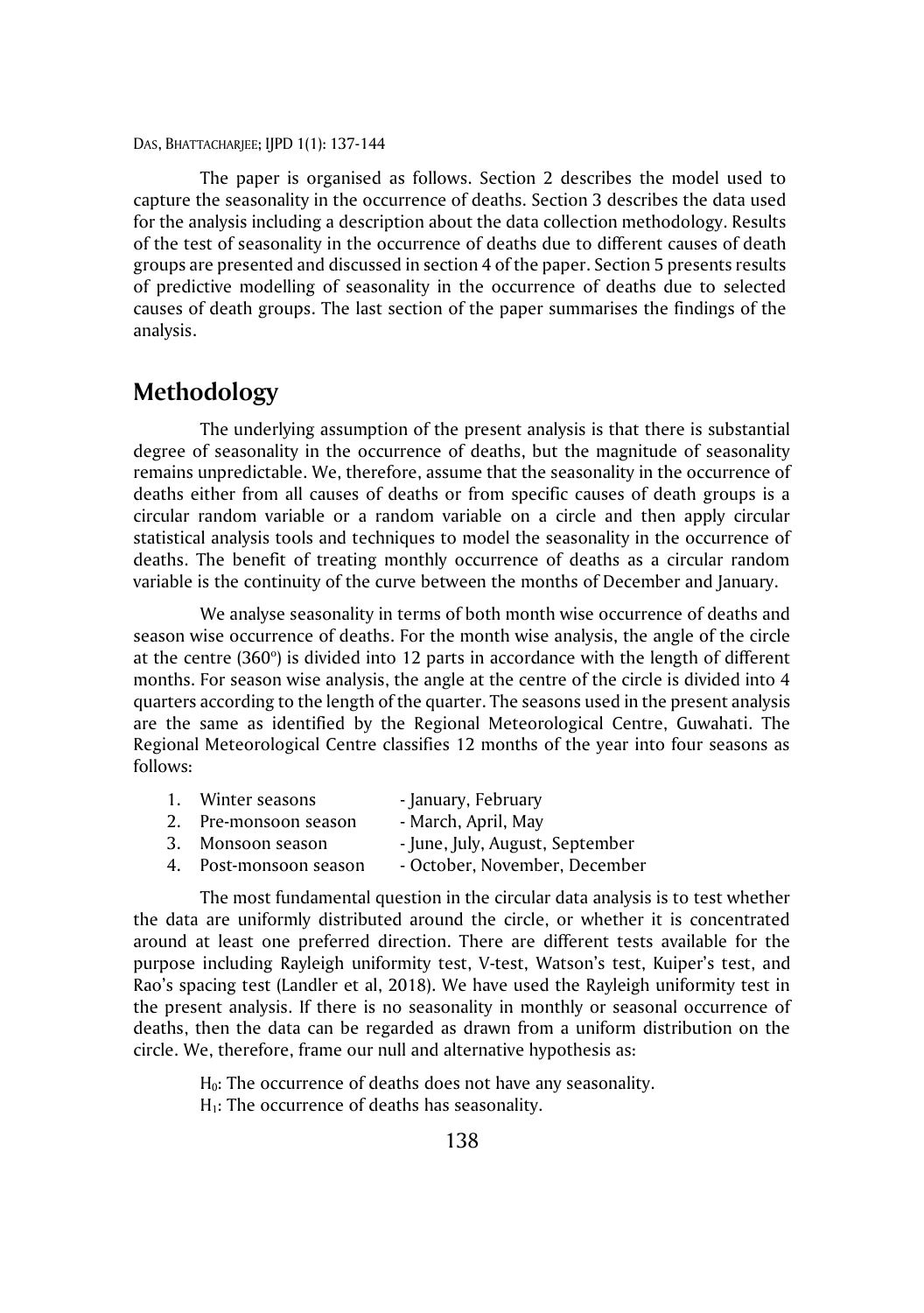The paper is organised as follows. Section 2 describes the model used to capture the seasonality in the occurrence of deaths. Section 3 describes the data used for the analysis including a description about the data collection methodology. Results of the test of seasonality in the occurrence of deaths due to different causes of death groups are presented and discussed in section 4 of the paper. Section 5 presents results of predictive modelling of seasonality in the occurrence of deaths due to selected causes of death groups. The last section of the paper summarises the findings of the analysis.

## Methodology

The underlying assumption of the present analysis is that there is substantial degree of seasonality in the occurrence of deaths, but the magnitude of seasonality remains unpredictable. We, therefore, assume that the seasonality in the occurrence of deaths either from all causes of deaths or from specific causes of death groups is a circular random variable or a random variable on a circle and then apply circular statistical analysis tools and techniques to model the seasonality in the occurrence of deaths. The benefit of treating monthly occurrence of deaths as a circular random variable is the continuity of the curve between the months of December and January.

We analyse seasonality in terms of both month wise occurrence of deaths and season wise occurrence of deaths. For the month wise analysis, the angle of the circle at the centre ($360^o$) is divided into 12 parts in accordance with the length of different months. For season wise analysis, the angle at the centre of the circle is divided into 4 quarters according to the length of the quarter. The seasons used in the present analysis are the same as identified by the Regional Meteorological Centre, Guwahati. The Regional Meteorological Centre classifies 12 months of the year into four seasons as follows:

1. Winter seasons - January, February
2. Pre-monsoon season - March, April, May
3. Monsoon season - June, July, August, September
4. Post-monsoon season - October, November, December

The most fundamental question in the circular data analysis is to test whether the data are uniformly distributed around the circle, or whether it is concentrated around at least one preferred direction. There are different tests available for the purpose including Rayleigh uniformity test, V-test, Watson's test, Kuiper's test, and Rao's spacing test (Landler et al, 2018). We have used the Rayleigh uniformity test in the present analysis. If there is no seasonality in monthly or seasonal occurrence of deaths, then the data can be regarded as drawn from a uniform distribution on the circle. We, therefore, frame our null and alternative hypothesis as:

$H_0$: The occurrence of deaths does not have any seasonality.

$H_1$: The occurrence of deaths has seasonality.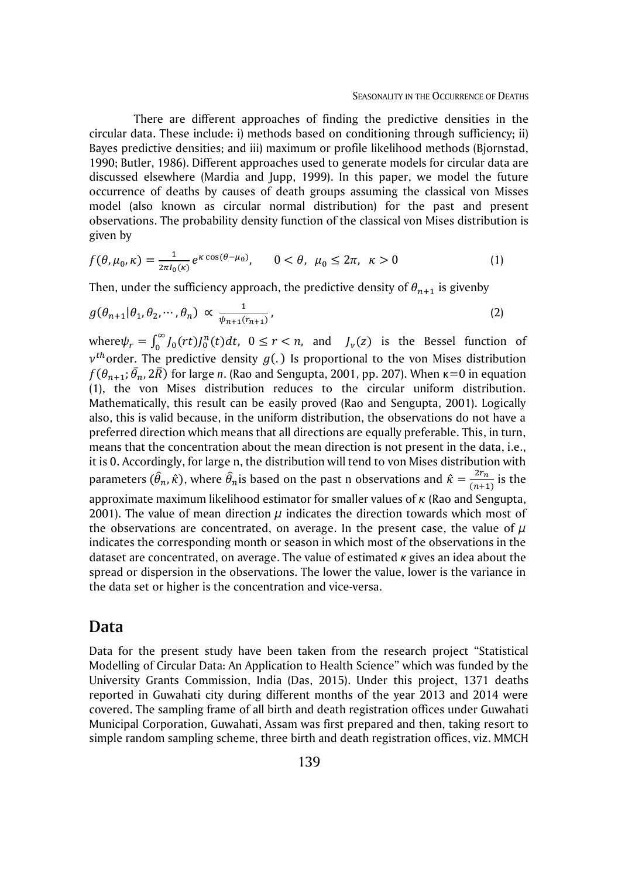There are different approaches of finding the predictive densities in the circular data. These include: i) methods based on conditioning through sufficiency; ii) Bayes predictive densities; and iii) maximum or profile likelihood methods (Bjornstad, 1990; Butler, 1986). Different approaches used to generate models for circular data are discussed elsewhere (Mardia and Jupp, 1999). In this paper, we model the future occurrence of deaths by causes of death groups assuming the classical von Misses model (also known as circular normal distribution) for the past and present observations. The probability density function of the classical von Mises distribution is given by

$$f(\theta, \mu_0, \kappa) = \frac{1}{2\pi I_0(\kappa)} e^{\kappa \cos(\theta - \mu_0)}, \qquad 0 < \theta, \ \mu_0 \leq 2\pi, \ \kappa > 0 \tag{1}$$

Then, under the sufficiency approach, the predictive density of $\theta_{n+1}$ is givenby

$$g(\theta_{n+1} | \theta_1, \theta_2, \cdots, \theta_n) \propto \frac{1}{\psi_{n+1(r_{n+1})}}, \tag{2}$$

where$\psi_r = \int_0^\infty J_0(rt) J_0^n(t) dt, \ 0 \leq r < n,$ and $J_\nu(z)$ is the Bessel function of $\nu^{th}$order. The predictive density $g(.)$ Is proportional to the von Mises distribution $f(\theta_{n+1}; \bar{\theta}_n, 2\bar{R})$ for large *n*. (Rao and Sengupta, 2001, pp. 207). When $\kappa=0$ in equation (1), the von Mises distribution reduces to the circular uniform distribution. Mathematically, this result can be easily proved (Rao and Sengupta, 2001). Logically also, this is valid because, in the uniform distribution, the observations do not have a preferred direction which means that all directions are equally preferable. This, in turn, means that the concentration about the mean direction is not present in the data, i.e., it is 0. Accordingly, for large n, the distribution will tend to von Mises distribution with parameters $(\hat{\theta}_n, \hat{\kappa})$, where $\hat{\theta}_n$is based on the past n observations and $\hat{\kappa} = \frac{2r_n}{(n+1)}$ is the approximate maximum likelihood estimator for smaller values of $\kappa$ (Rao and Sengupta, 2001). The value of mean direction $\mu$ indicates the direction towards which most of the observations are concentrated, on average. In the present case, the value of $\mu$ indicates the corresponding month or season in which most of the observations in the dataset are concentrated, on average. The value of estimated $\kappa$ gives an idea about the spread or dispersion in the observations. The lower the value, lower is the variance in the data set or higher is the concentration and vice-versa.

## Data

Data for the present study have been taken from the research project "Statistical Modelling of Circular Data: An Application to Health Science" which was funded by the University Grants Commission, India (Das, 2015). Under this project, 1371 deaths reported in Guwahati city during different months of the year 2013 and 2014 were covered. The sampling frame of all birth and death registration offices under Guwahati Municipal Corporation, Guwahati, Assam was first prepared and then, taking resort to simple random sampling scheme, three birth and death registration offices, viz. MMCH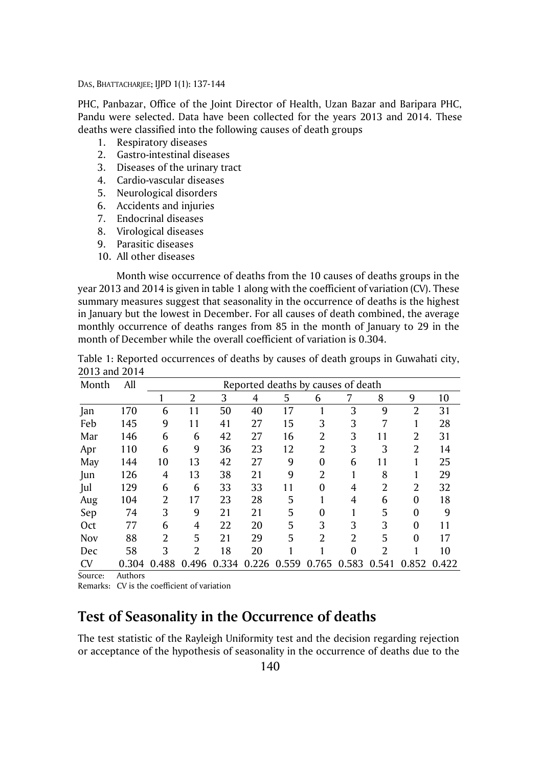PHC, Panbazar, Office of the Joint Director of Health, Uzan Bazar and Baripara PHC, Pandu were selected. Data have been collected for the years 2013 and 2014. These deaths were classified into the following causes of death groups

1. Respiratory diseases
2. Gastro-intestinal diseases
3. Diseases of the urinary tract
4. Cardio-vascular diseases
5. Neurological disorders
6. Accidents and injuries
7. Endocrinal diseases
8. Virological diseases
9. Parasitic diseases
10. All other diseases

Month wise occurrence of deaths from the 10 causes of deaths groups in the year 2013 and 2014 is given in table 1 along with the coefficient of variation (CV). These summary measures suggest that seasonality in the occurrence of deaths is the highest in January but the lowest in December. For all causes of death combined, the average monthly occurrence of deaths ranges from 85 in the month of January to 29 in the month of December while the overall coefficient of variation is 0.304.

Table 1: Reported occurrences of deaths by causes of death groups in Guwahati city, 2013 and 2014

| Month | All | Reported deaths by causes of death | | | | | | | | | |
|---|---|---|---|---|---|---|---|---|---|---|---|
| | | 1 | 2 | 3 | 4 | 5 | 6 | 7 | 8 | 9 | 10 |
| Jan | 170 | 6 | 11 | 50 | 40 | 17 | 1 | 3 | 9 | 2 | 31 |
| Feb | 145 | 9 | 11 | 41 | 27 | 15 | 3 | 3 | 7 | 1 | 28 |
| Mar | 146 | 6 | 6 | 42 | 27 | 16 | 2 | 3 | 11 | 2 | 31 |
| Apr | 110 | 6 | 9 | 36 | 23 | 12 | 2 | 3 | 3 | 2 | 14 |
| May | 144 | 10 | 13 | 42 | 27 | 9 | 0 | 6 | 11 | 1 | 25 |
| Jun | 126 | 4 | 13 | 38 | 21 | 9 | 2 | 1 | 8 | 1 | 29 |
| Jul | 129 | 6 | 6 | 33 | 33 | 11 | 0 | 4 | 2 | 2 | 32 |
| Aug | 104 | 2 | 17 | 23 | 28 | 5 | 1 | 4 | 6 | 0 | 18 |
| Sep | 74 | 3 | 9 | 21 | 21 | 5 | 0 | 1 | 5 | 0 | 9 |
| Oct | 77 | 6 | 4 | 22 | 20 | 5 | 3 | 3 | 3 | 0 | 11 |
| Nov | 88 | 2 | 5 | 21 | 29 | 5 | 2 | 2 | 5 | 0 | 17 |
| Dec | 58 | 3 | 2 | 18 | 20 | 1 | 1 | 0 | 2 | 1 | 10 |
| CV | 0.304 | 0.488 | 0.496 | 0.334 | 0.226 | 0.559 | 0.765 | 0.583 | 0.541 | 0.852 | 0.422 |

Source: Authors

Remarks: CV is the coefficient of variation

## Test of Seasonality in the Occurrence of deaths

The test statistic of the Rayleigh Uniformity test and the decision regarding rejection or acceptance of the hypothesis of seasonality in the occurrence of deaths due to the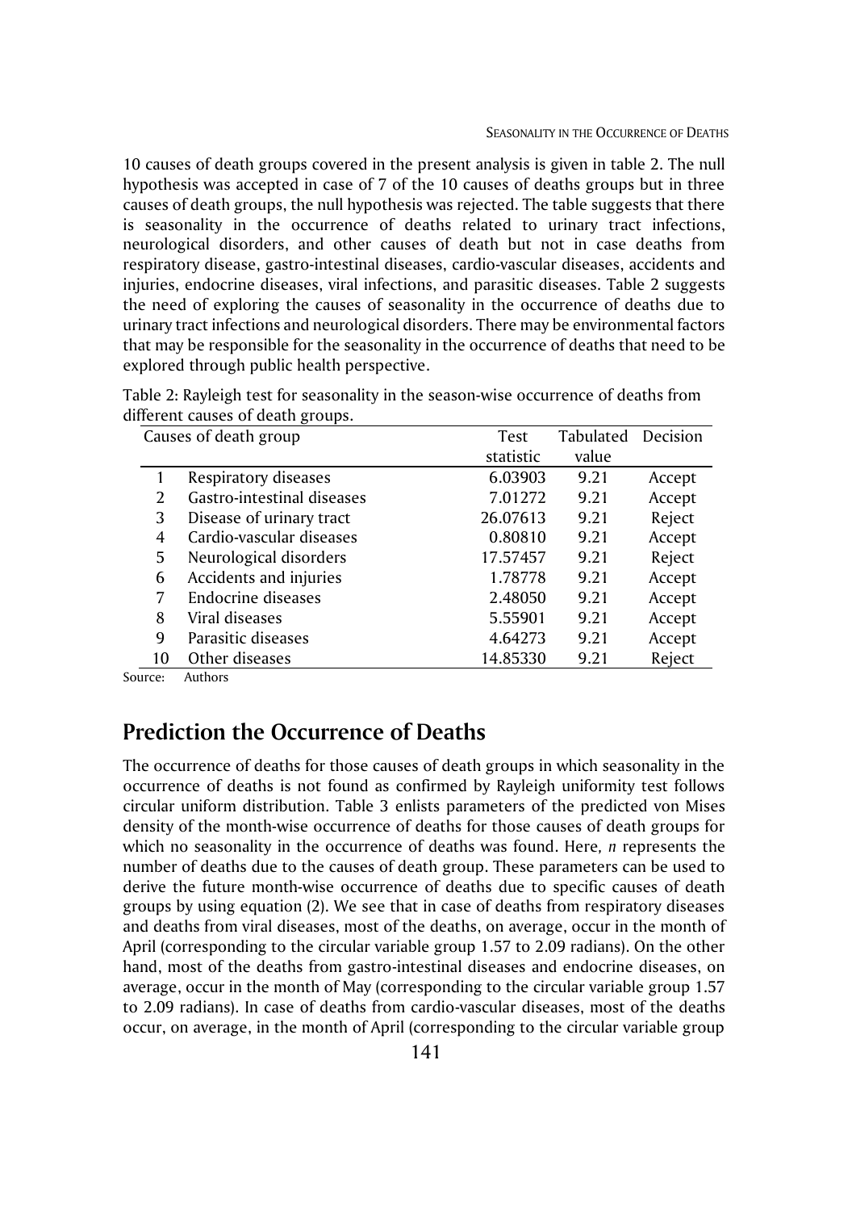10 causes of death groups covered in the present analysis is given in table 2. The null hypothesis was accepted in case of 7 of the 10 causes of deaths groups but in three causes of death groups, the null hypothesis was rejected. The table suggests that there is seasonality in the occurrence of deaths related to urinary tract infections, neurological disorders, and other causes of death but not in case deaths from respiratory disease, gastro-intestinal diseases, cardio-vascular diseases, accidents and injuries, endocrine diseases, viral infections, and parasitic diseases. Table 2 suggests the need of exploring the causes of seasonality in the occurrence of deaths due to urinary tract infections and neurological disorders. There may be environmental factors that may be responsible for the seasonality in the occurrence of deaths that need to be explored through public health perspective.

Table 2: Rayleigh test for seasonality in the season-wise occurrence of deaths from different causes of death groups.

| | Causes of death group | Test statistic | Tabulated value | Decision |
|---|---|---|---|---|
| 1 | Respiratory diseases | 6.03903 | 9.21 | Accept |
| 2 | Gastro-intestinal diseases | 7.01272 | 9.21 | Accept |
| 3 | Disease of urinary tract | 26.07613 | 9.21 | Reject |
| 4 | Cardio-vascular diseases | 0.80810 | 9.21 | Accept |
| 5 | Neurological disorders | 17.57457 | 9.21 | Reject |
| 6 | Accidents and injuries | 1.78778 | 9.21 | Accept |
| 7 | Endocrine diseases | 2.48050 | 9.21 | Accept |
| 8 | Viral diseases | 5.55901 | 9.21 | Accept |
| 9 | Parasitic diseases | 4.64273 | 9.21 | Accept |
| 10 | Other diseases | 14.85330 | 9.21 | Reject |

Source: Authors

## Prediction the Occurrence of Deaths

The occurrence of deaths for those causes of death groups in which seasonality in the occurrence of deaths is not found as confirmed by Rayleigh uniformity test follows circular uniform distribution. Table 3 enlists parameters of the predicted von Mises density of the month-wise occurrence of deaths for those causes of death groups for which no seasonality in the occurrence of deaths was found. Here, $n$ represents the number of deaths due to the causes of death group. These parameters can be used to derive the future month-wise occurrence of deaths due to specific causes of death groups by using equation (2). We see that in case of deaths from respiratory diseases and deaths from viral diseases, most of the deaths, on average, occur in the month of April (corresponding to the circular variable group 1.57 to 2.09 radians). On the other hand, most of the deaths from gastro-intestinal diseases and endocrine diseases, on average, occur in the month of May (corresponding to the circular variable group 1.57 to 2.09 radians). In case of deaths from cardio-vascular diseases, most of the deaths occur, on average, in the month of April (corresponding to the circular variable group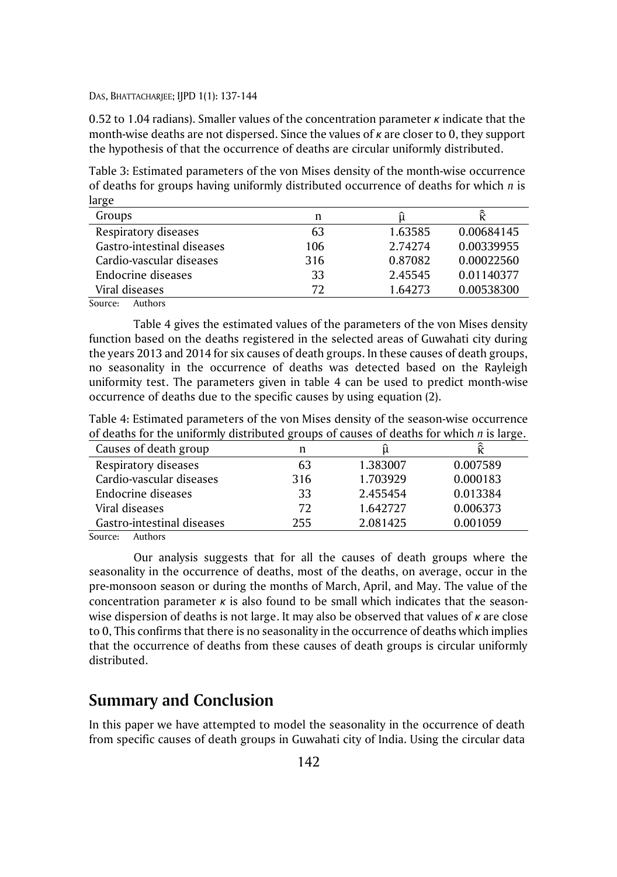0.52 to 1.04 radians). Smaller values of the concentration parameter $\kappa$ indicate that the month-wise deaths are not dispersed. Since the values of $\kappa$ are closer to 0, they support the hypothesis of that the occurrence of deaths are circular uniformly distributed.

Table 3: Estimated parameters of the von Mises density of the month-wise occurrence of deaths for groups having uniformly distributed occurrence of deaths for which *n* is large

| Groups | n | $\hat{\mu}$ | $\hat{\hat{\kappa}}$ |
|---|---|---|---|
| Respiratory diseases | 63 | 1.63585 | 0.00684145 |
| Gastro-intestinal diseases | 106 | 2.74274 | 0.00339955 |
| Cardio-vascular diseases | 316 | 0.87082 | 0.00022560 |
| Endocrine diseases | 33 | 2.45545 | 0.01140377 |
| Viral diseases | 72 | 1.64273 | 0.00538300 |

Source: Authors

Table 4 gives the estimated values of the parameters of the von Mises density function based on the deaths registered in the selected areas of Guwahati city during the years 2013 and 2014 for six causes of death groups. In these causes of death groups, no seasonality in the occurrence of deaths was detected based on the Rayleigh uniformity test. The parameters given in table 4 can be used to predict month-wise occurrence of deaths due to the specific causes by using equation (2).

Table 4: Estimated parameters of the von Mises density of the season-wise occurrence of deaths for the uniformly distributed groups of causes of deaths for which *n* is large.

| Causes of death group | n | $\hat{\mu}$ | $\hat{\hat{\kappa}}$ |
|---|---|---|---|
| Respiratory diseases | 63 | 1.383007 | 0.007589 |
| Cardio-vascular diseases | 316 | 1.703929 | 0.000183 |
| Endocrine diseases | 33 | 2.455454 | 0.013384 |
| Viral diseases | 72 | 1.642727 | 0.006373 |
| Gastro-intestinal diseases | 255 | 2.081425 | 0.001059 |

Source: Authors

Our analysis suggests that for all the causes of death groups where the seasonality in the occurrence of deaths, most of the deaths, on average, occur in the pre-monsoon season or during the months of March, April, and May. The value of the concentration parameter $\kappa$ is also found to be small which indicates that the season-wise dispersion of deaths is not large. It may also be observed that values of $\kappa$ are close to 0, This confirms that there is no seasonality in the occurrence of deaths which implies that the occurrence of deaths from these causes of death groups is circular uniformly distributed.

## Summary and Conclusion

In this paper we have attempted to model the seasonality in the occurrence of death from specific causes of death groups in Guwahati city of India. Using the circular data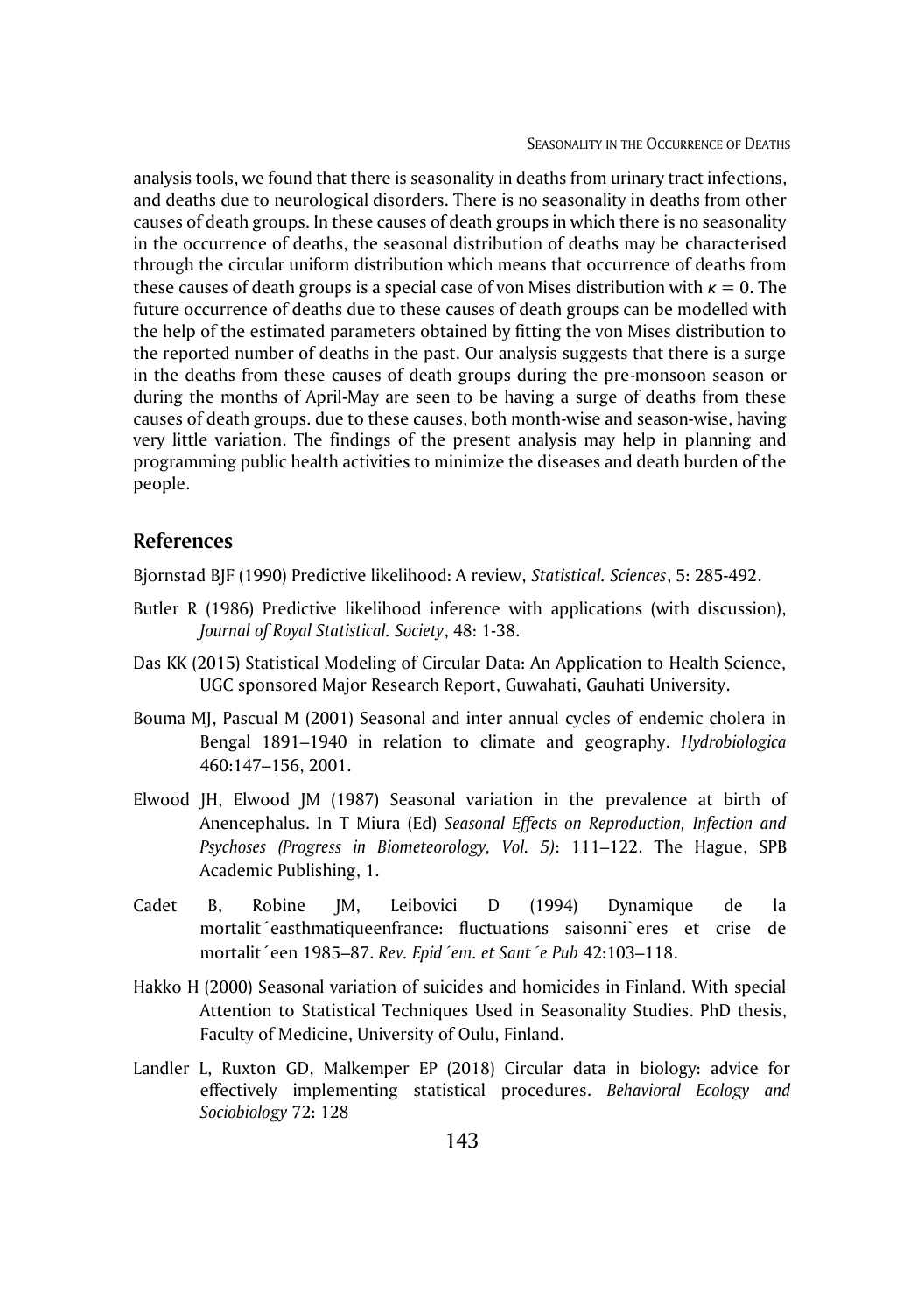analysis tools, we found that there is seasonality in deaths from urinary tract infections, and deaths due to neurological disorders. There is no seasonality in deaths from other causes of death groups. In these causes of death groups in which there is no seasonality in the occurrence of deaths, the seasonal distribution of deaths may be characterised through the circular uniform distribution which means that occurrence of deaths from these causes of death groups is a special case of von Mises distribution with $\kappa = 0$. The future occurrence of deaths due to these causes of death groups can be modelled with the help of the estimated parameters obtained by fitting the von Mises distribution to the reported number of deaths in the past. Our analysis suggests that there is a surge in the deaths from these causes of death groups during the pre-monsoon season or during the months of April-May are seen to be having a surge of deaths from these causes of death groups. due to these causes, both month-wise and season-wise, having very little variation. The findings of the present analysis may help in planning and programming public health activities to minimize the diseases and death burden of the people.

## References

Bjornstad BJF (1990) Predictive likelihood: A review, *Statistical. Sciences*, 5: 285-492.

Butler R (1986) Predictive likelihood inference with applications (with discussion), *Journal of Royal Statistical. Society*, 48: 1-38.

Das KK (2015) Statistical Modeling of Circular Data: An Application to Health Science, UGC sponsored Major Research Report, Guwahati, Gauhati University.

Bouma MJ, Pascual M (2001) Seasonal and inter annual cycles of endemic cholera in Bengal 1891–1940 in relation to climate and geography. *Hydrobiologica* 460:147–156, 2001.

Elwood JH, Elwood JM (1987) Seasonal variation in the prevalence at birth of Anencephalus. In T Miura (Ed) *Seasonal Effects on Reproduction, Infection and Psychoses (Progress in Biometeorology, Vol. 5)*: 111–122. The Hague, SPB Academic Publishing, 1.

Cadet B, Robine JM, Leibovici D (1994) Dynamique de la mortalit´easthmatiqueenfrance: fluctuations saisonni`eres et crise de mortalit´een 1985–87. *Rev. Epid´em. et Sant´e Pub* 42:103–118.

Hakko H (2000) Seasonal variation of suicides and homicides in Finland. With special Attention to Statistical Techniques Used in Seasonality Studies. PhD thesis, Faculty of Medicine, University of Oulu, Finland.

Landler L, Ruxton GD, Malkemper EP (2018) Circular data in biology: advice for effectively implementing statistical procedures. *Behavioral Ecology and Sociobiology* 72: 128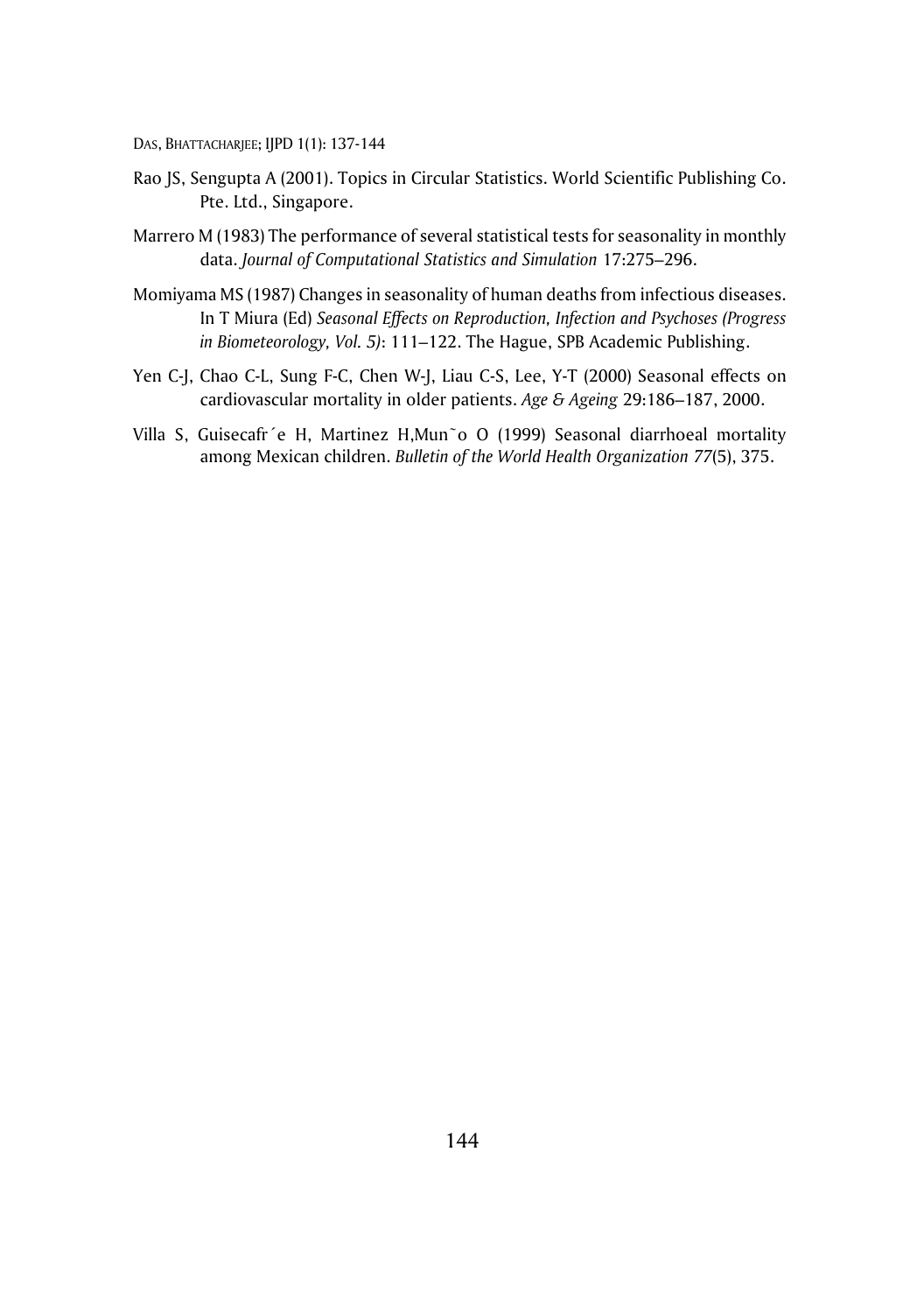Rao JS, Sengupta A (2001). Topics in Circular Statistics. World Scientific Publishing Co. Pte. Ltd., Singapore.

Marrero M (1983) The performance of several statistical tests for seasonality in monthly data. *Journal of Computational Statistics and Simulation* 17:275–296.

Momiyama MS (1987) Changes in seasonality of human deaths from infectious diseases. In T Miura (Ed) *Seasonal Effects on Reproduction, Infection and Psychoses (Progress in Biometeorology, Vol. 5)*: 111–122. The Hague, SPB Academic Publishing.

Yen C-J, Chao C-L, Sung F-C, Chen W-J, Liau C-S, Lee, Y-T (2000) Seasonal effects on cardiovascular mortality in older patients. *Age & Ageing* 29:186–187, 2000.

Villa S, Guisecafr´e H, Martinez H,Mun˜o O (1999) Seasonal diarrhoeal mortality among Mexican children. *Bulletin of the World Health Organization 77*(5), 375.